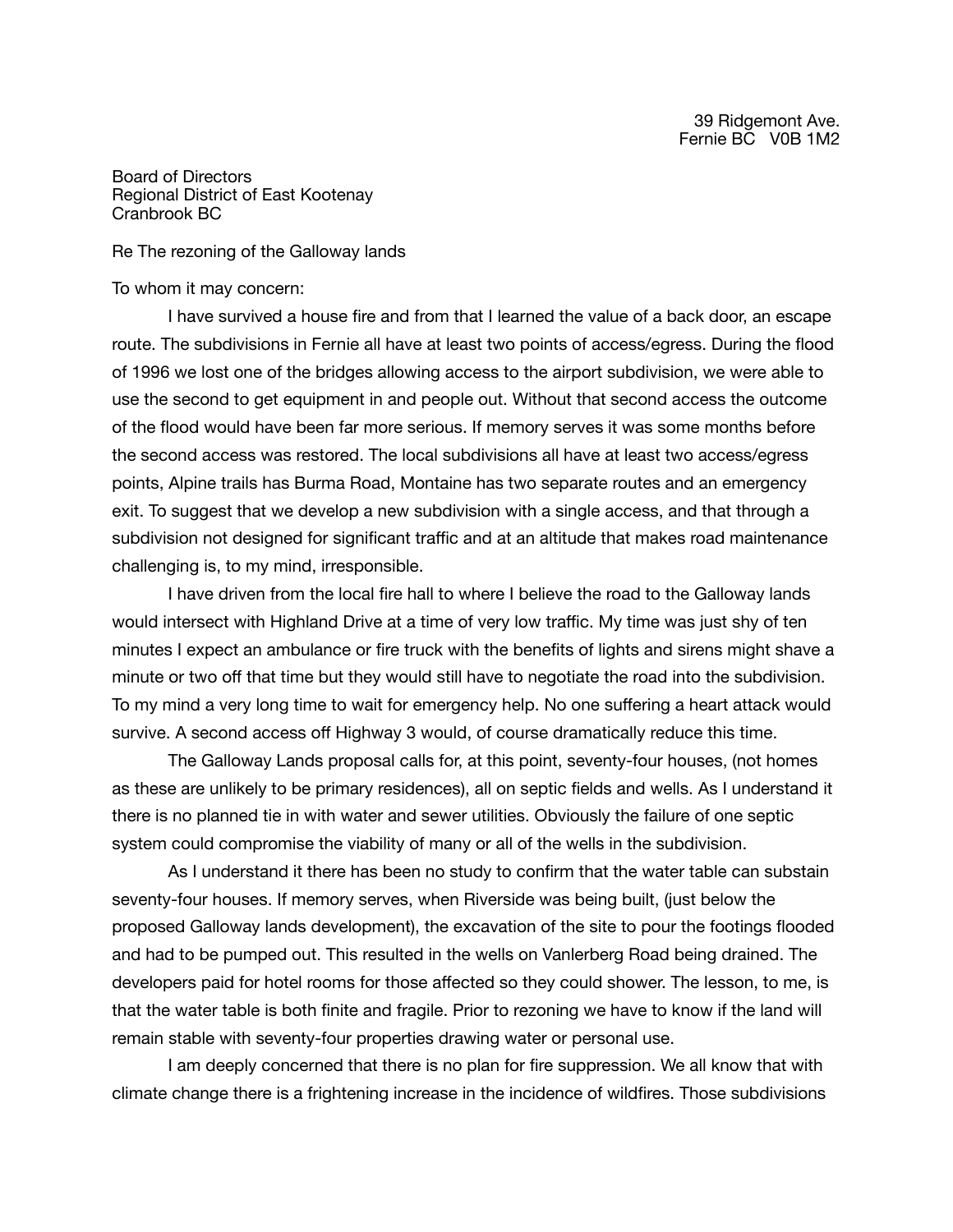39 Ridgemont Ave.
Fernie BC V0B 1M2

Board of Directors
Regional District of East Kootenay
Cranbrook BC

Re The rezoning of the Galloway lands

To whom it may concern:

I have survived a house fire and from that I learned the value of a back door, an escape route. The subdivisions in Fernie all have at least two points of access/egress. During the flood of 1996 we lost one of the bridges allowing access to the airport subdivision, we were able to use the second to get equipment in and people out. Without that second access the outcome of the flood would have been far more serious. If memory serves it was some months before the second access was restored. The local subdivisions all have at least two access/egress points, Alpine trails has Burma Road, Montaine has two separate routes and an emergency exit. To suggest that we develop a new subdivision with a single access, and that through a subdivision not designed for significant traffic and at an altitude that makes road maintenance challenging is, to my mind, irresponsible.

I have driven from the local fire hall to where I believe the road to the Galloway lands would intersect with Highland Drive at a time of very low traffic. My time was just shy of ten minutes I expect an ambulance or fire truck with the benefits of lights and sirens might shave a minute or two off that time but they would still have to negotiate the road into the subdivision. To my mind a very long time to wait for emergency help. No one suffering a heart attack would survive. A second access off Highway 3 would, of course dramatically reduce this time.

The Galloway Lands proposal calls for, at this point, seventy-four houses, (not homes as these are unlikely to be primary residences), all on septic fields and wells. As I understand it there is no planned tie in with water and sewer utilities. Obviously the failure of one septic system could compromise the viability of many or all of the wells in the subdivision.

As I understand it there has been no study to confirm that the water table can substain seventy-four houses. If memory serves, when Riverside was being built, (just below the proposed Galloway lands development), the excavation of the site to pour the footings flooded and had to be pumped out. This resulted in the wells on Vanlerberg Road being drained. The developers paid for hotel rooms for those affected so they could shower. The lesson, to me, is that the water table is both finite and fragile. Prior to rezoning we have to know if the land will remain stable with seventy-four properties drawing water or personal use.

I am deeply concerned that there is no plan for fire suppression. We all know that with climate change there is a frightening increase in the incidence of wildfires. Those subdivisions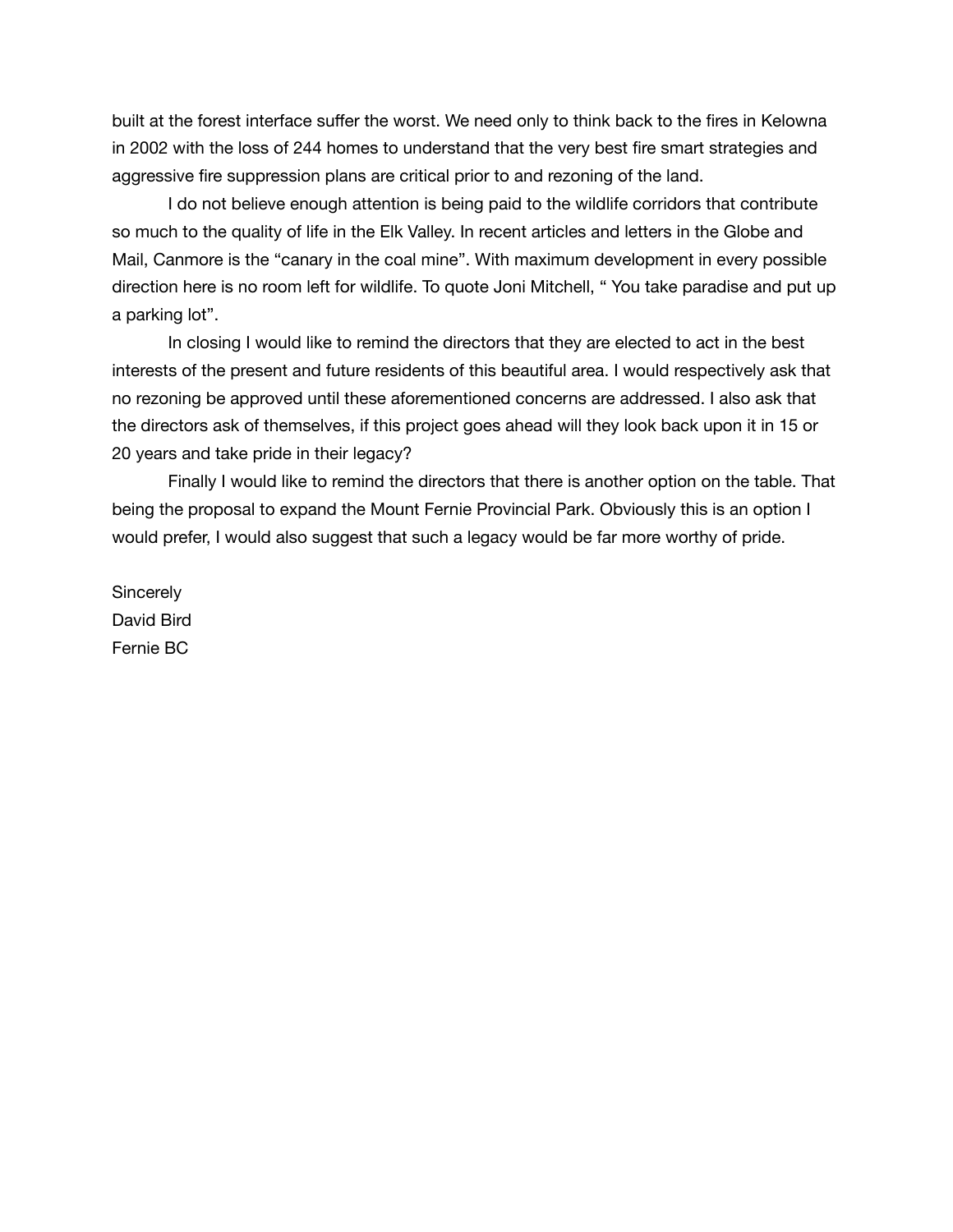built at the forest interface suffer the worst. We need only to think back to the fires in Kelowna in 2002 with the loss of 244 homes to understand that the very best fire smart strategies and aggressive fire suppression plans are critical prior to and rezoning of the land.

I do not believe enough attention is being paid to the wildlife corridors that contribute so much to the quality of life in the Elk Valley. In recent articles and letters in the Globe and Mail, Canmore is the "canary in the coal mine". With maximum development in every possible direction here is no room left for wildlife. To quote Joni Mitchell, " You take paradise and put up a parking lot".

In closing I would like to remind the directors that they are elected to act in the best interests of the present and future residents of this beautiful area. I would respectively ask that no rezoning be approved until these aforementioned concerns are addressed. I also ask that the directors ask of themselves, if this project goes ahead will they look back upon it in 15 or 20 years and take pride in their legacy?

Finally I would like to remind the directors that there is another option on the table. That being the proposal to expand the Mount Fernie Provincial Park. Obviously this is an option I would prefer, I would also suggest that such a legacy would be far more worthy of pride.

Sincerely
David Bird
Fernie BC